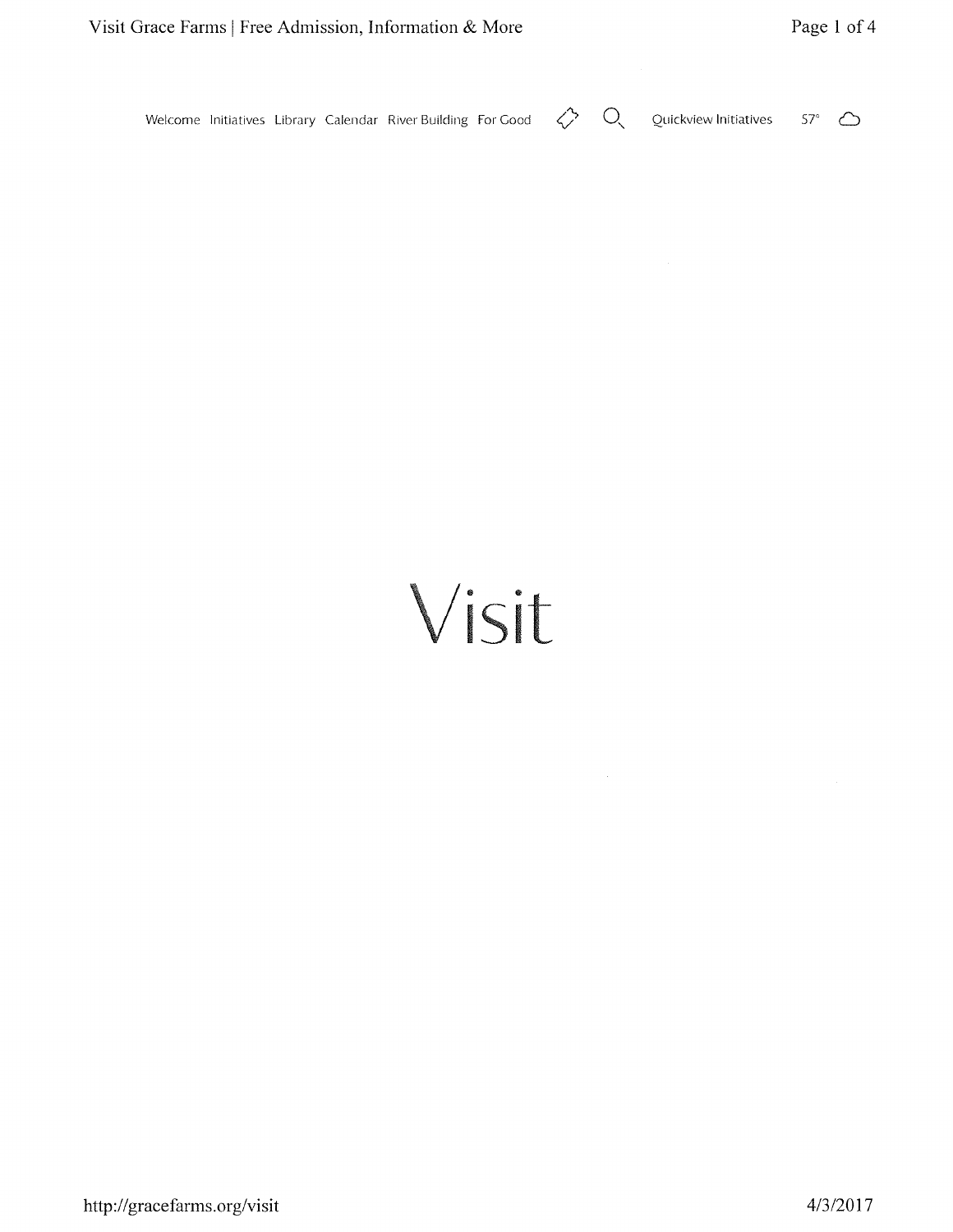Welcome Initiatives Library Calendar River Building For Good Quickview Initiatives 57°

# Visit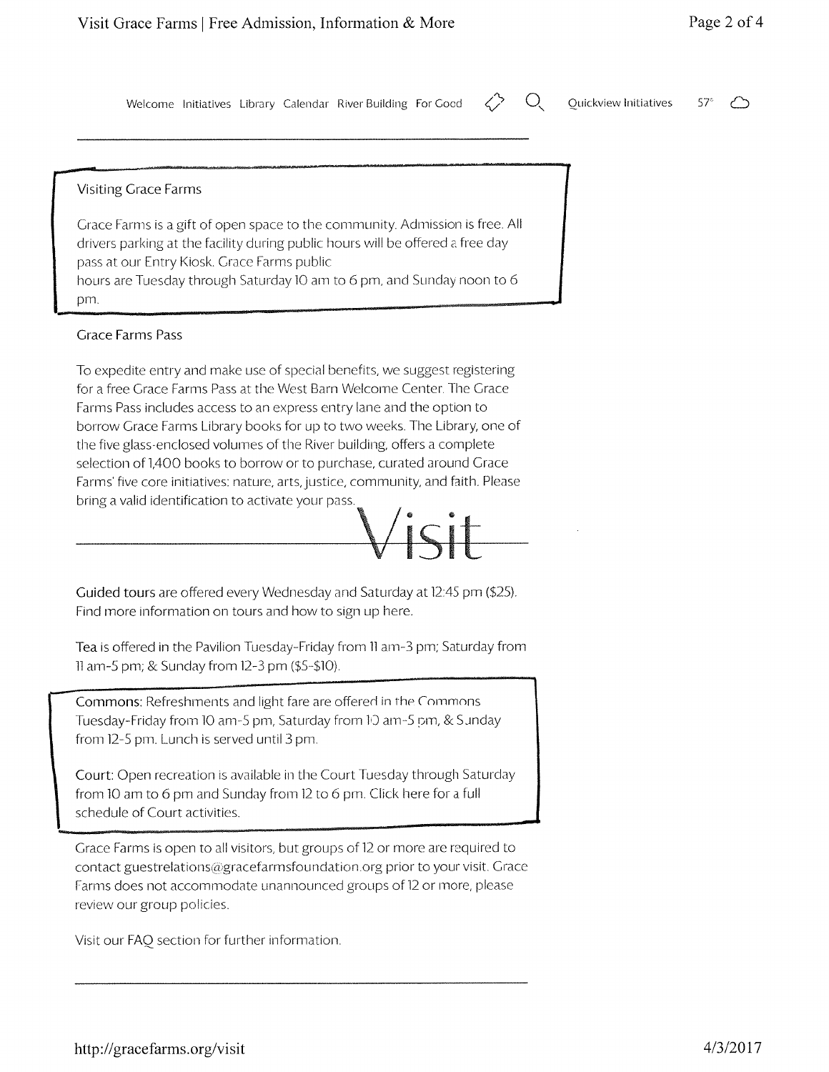Welcome Initiatives Library Calendar River Building For Good Quickview Initiatives 57°

## Visiting Grace Farms

Grace Farms is a gift of open space to the community. Admission is free. All drivers parking at the facility during public hours will be offered a free day pass at our Entry Kiosk. Grace Farms public hours are Tuesday through Saturday 10 am to 6 pm, and Sunday noon to 6 pm.

## Grace Farms Pass

To expedite entry and make use of special benefits, we suggest registering for a free Grace Farms Pass at the West Barn Welcome Center. The Grace Farms Pass includes access to an express entry lane and the option to borrow Grace Farms Library books for up to two weeks. The Library, one of the five glass-enclosed volumes of the River building, offers a complete selection of 1,400 books to borrow or to purchase, curated around Grace Farms' five core initiatives: nature, arts, justice, community, and faith. Please bring a valid identification to activate your pass.

# Visit

Guided tours are offered every Wednesday and Saturday at 12:45 pm ($25). Find more information on tours and how to sign up here.

Tea is offered in the Pavilion Tuesday-Friday from 11 am-3 pm; Saturday from 11 am-5 pm; & Sunday from 12-3 pm ($5-$10).

Commons: Refreshments and light fare are offered in the Commons Tuesday-Friday from 10 am-5 pm, Saturday from 10 am-5 pm, & Sunday from 12-5 pm. Lunch is served until 3 pm.

Court: Open recreation is available in the Court Tuesday through Saturday from 10 am to 6 pm and Sunday from 12 to 6 pm. Click here for a full schedule of Court activities.

Grace Farms is open to all visitors, but groups of 12 or more are required to contact guestrelations@gracefarmsfoundation.org prior to your visit. Grace Farms does not accommodate unannounced groups of 12 or more, please review our group policies.

Visit our FAQ section for further information.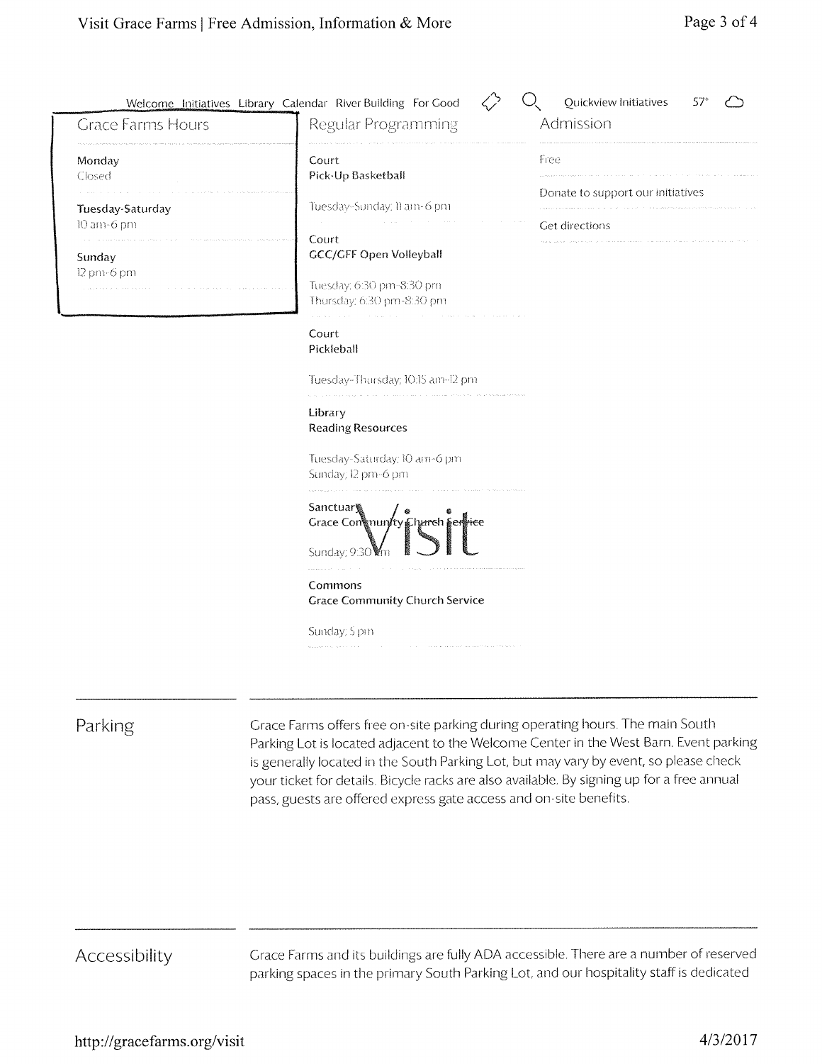Welcome Initiatives Library Calendar River Building For Good Quickview Initiatives 57°

## Grace Farms Hours

**Monday**
Closed

**Tuesday-Saturday**
10 am-6 pm

**Sunday**
12 pm-6 pm

## Regular Programming

Court
**Pick-Up Basketball**

Tuesday-Sunday, 11 am-6 pm

Court
**GCC/GFF Open Volleyball**

Tuesday, 6:30 pm-8:30 pm
Thursday, 6:30 pm-8:30 pm

Court
**Pickleball**

Tuesday-Thursday, 10:15 am-12 pm

Library
**Reading Resources**

Tuesday-Saturday, 10 am-6 pm
Sunday, 12 pm-6 pm

Sanctuary
**Grace Community Church Service**

Sunday, 9:30 am

Commons
**Grace Community Church Service**

Sunday, 5 pm

## Admission

Free

Donate to support our initiatives

Get directions

Visit

## Parking

Grace Farms offers free on-site parking during operating hours. The main South Parking Lot is located adjacent to the Welcome Center in the West Barn. Event parking is generally located in the South Parking Lot, but may vary by event, so please check your ticket for details. Bicycle racks are also available. By signing up for a free annual pass, guests are offered express gate access and on-site benefits.

## Accessibility

Grace Farms and its buildings are fully ADA accessible. There are a number of reserved parking spaces in the primary South Parking Lot, and our hospitality staff is dedicated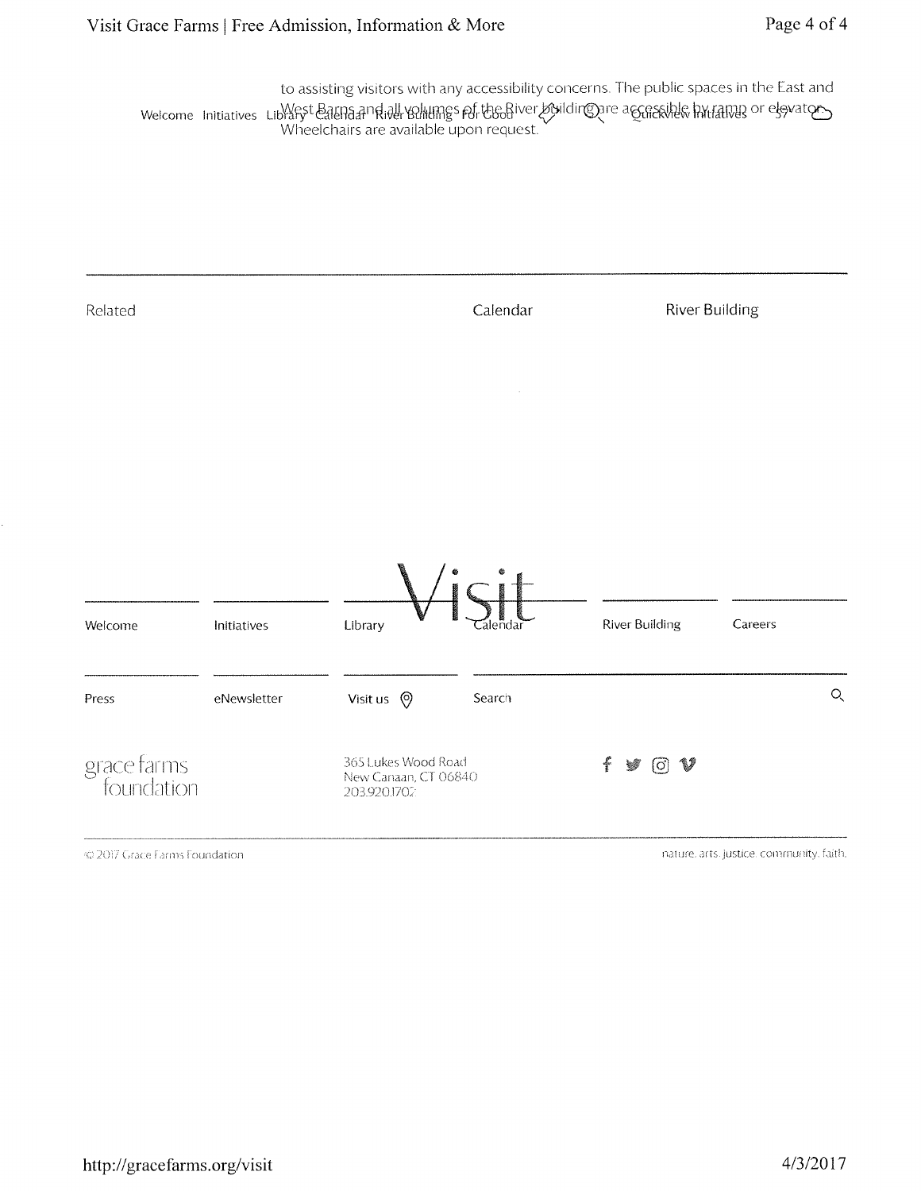to assisting visitors with any accessibility concerns. The public spaces in the East and West Barns and all volumes of the River building are accessible by ramp or elevator. Wheelchairs are available upon request.

Related

Calendar

River Building

Visit

Welcome

Initiatives

Library

Calendar

River Building

Careers

Press

eNewsletter

Visit us

Search

grace farms foundation

365 Lukes Wood Road
New Canaan, CT 06840
203.920.1702

© 2017 Grace Farms Foundation

nature. arts. justice. community. faith.